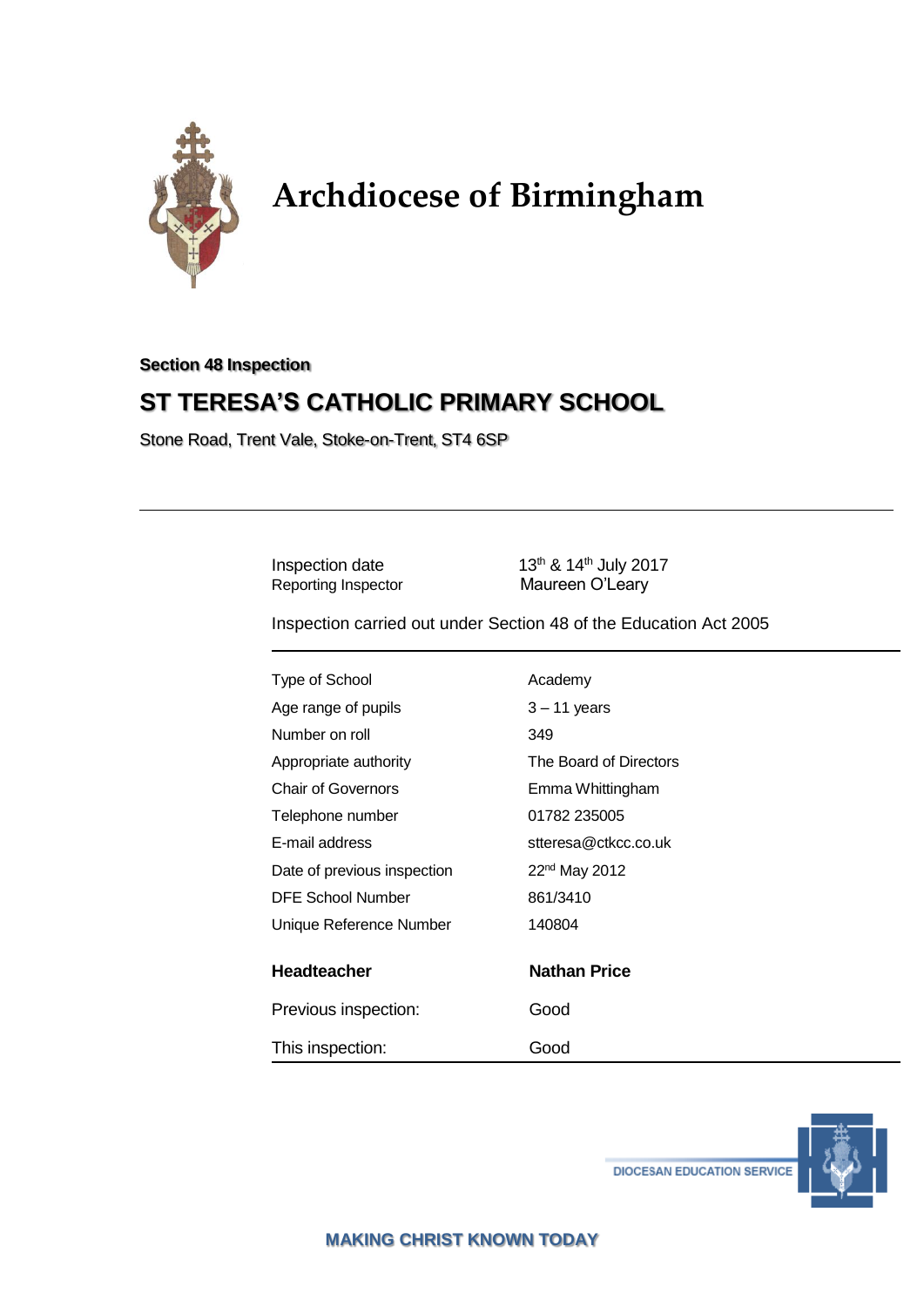# Archdiocese of Birmingham

**Section 48 Inspection**

## ST TERESA'S CATHOLIC PRIMARY SCHOOL

Stone Road, Trent Vale, Stoke-on-Trent, ST4 6SP

---

| | |
|---|---|
| Inspection date | 13th & 14th July 2017 |
| Reporting Inspector | Maureen O'Leary |

Inspection carried out under Section 48 of the Education Act 2005

| | |
|---|---|
| Type of School | Academy |
| Age range of pupils | 3 – 11 years |
| Number on roll | 349 |
| Appropriate authority | The Board of Directors |
| Chair of Governors | Emma Whittingham |
| Telephone number | 01782 235005 |
| E-mail address | stteresa@ctkcc.co.uk |
| Date of previous inspection | 22nd May 2012 |
| DFE School Number | 861/3410 |
| Unique Reference Number | 140804 |

| | |
|---|---|
| **Headteacher** | **Nathan Price** |
| Previous inspection: | Good |
| This inspection: | Good |

DIOCESAN EDUCATION SERVICE

MAKING CHRIST KNOWN TODAY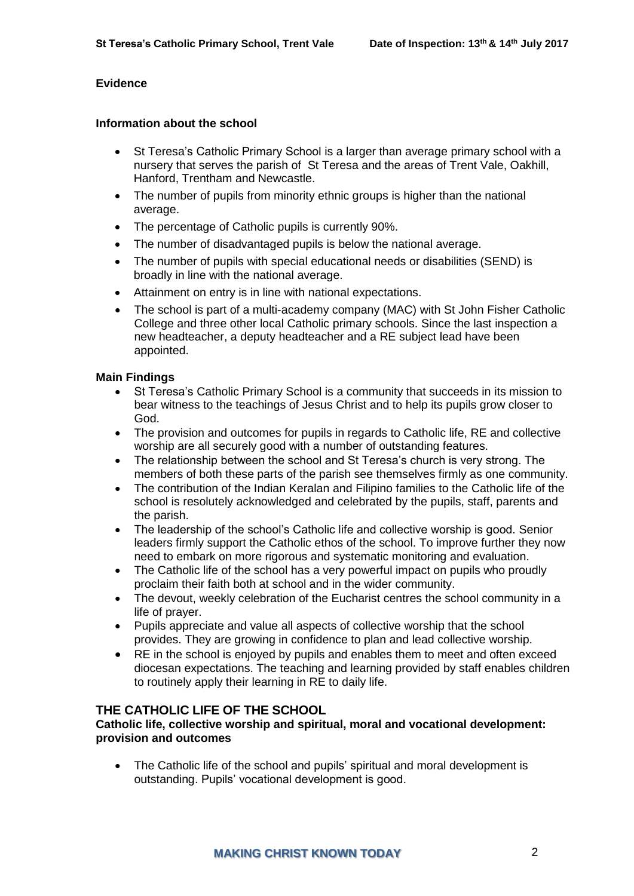## Evidence

### Information about the school

- St Teresa's Catholic Primary School is a larger than average primary school with a nursery that serves the parish of St Teresa and the areas of Trent Vale, Oakhill, Hanford, Trentham and Newcastle.
- The number of pupils from minority ethnic groups is higher than the national average.
- The percentage of Catholic pupils is currently 90%.
- The number of disadvantaged pupils is below the national average.
- The number of pupils with special educational needs or disabilities (SEND) is broadly in line with the national average.
- Attainment on entry is in line with national expectations.
- The school is part of a multi-academy company (MAC) with St John Fisher Catholic College and three other local Catholic primary schools. Since the last inspection a new headteacher, a deputy headteacher and a RE subject lead have been appointed.

### Main Findings

- St Teresa's Catholic Primary School is a community that succeeds in its mission to bear witness to the teachings of Jesus Christ and to help its pupils grow closer to God.
- The provision and outcomes for pupils in regards to Catholic life, RE and collective worship are all securely good with a number of outstanding features.
- The relationship between the school and St Teresa's church is very strong. The members of both these parts of the parish see themselves firmly as one community.
- The contribution of the Indian Keralan and Filipino families to the Catholic life of the school is resolutely acknowledged and celebrated by the pupils, staff, parents and the parish.
- The leadership of the school's Catholic life and collective worship is good. Senior leaders firmly support the Catholic ethos of the school. To improve further they now need to embark on more rigorous and systematic monitoring and evaluation.
- The Catholic life of the school has a very powerful impact on pupils who proudly proclaim their faith both at school and in the wider community.
- The devout, weekly celebration of the Eucharist centres the school community in a life of prayer.
- Pupils appreciate and value all aspects of collective worship that the school provides. They are growing in confidence to plan and lead collective worship.
- RE in the school is enjoyed by pupils and enables them to meet and often exceed diocesan expectations. The teaching and learning provided by staff enables children to routinely apply their learning in RE to daily life.

## THE CATHOLIC LIFE OF THE SCHOOL

### Catholic life, collective worship and spiritual, moral and vocational development: provision and outcomes

- The Catholic life of the school and pupils' spiritual and moral development is outstanding. Pupils' vocational development is good.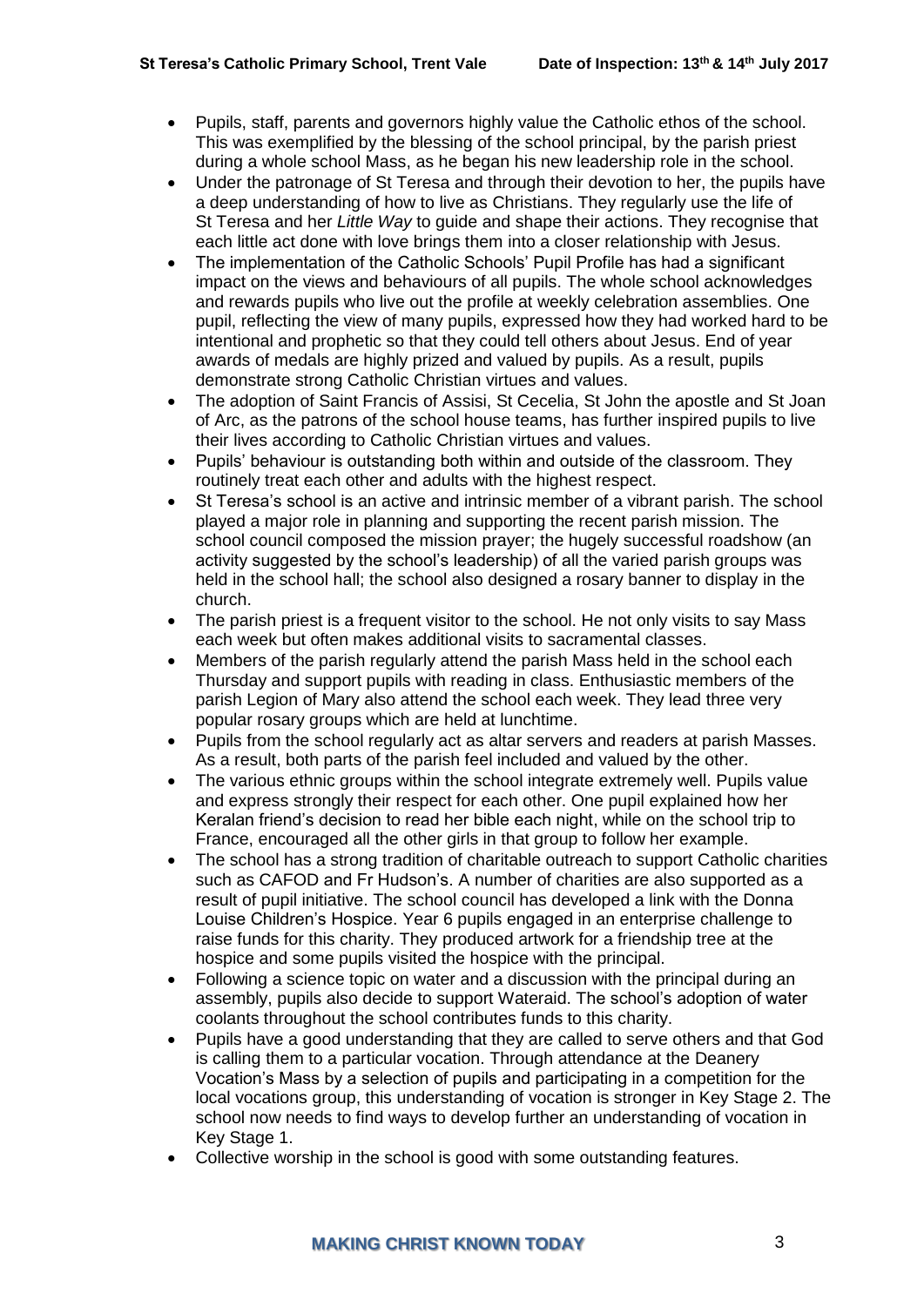- Pupils, staff, parents and governors highly value the Catholic ethos of the school. This was exemplified by the blessing of the school principal, by the parish priest during a whole school Mass, as he began his new leadership role in the school.
- Under the patronage of St Teresa and through their devotion to her, the pupils have a deep understanding of how to live as Christians. They regularly use the life of St Teresa and her *Little Way* to guide and shape their actions. They recognise that each little act done with love brings them into a closer relationship with Jesus.
- The implementation of the Catholic Schools' Pupil Profile has had a significant impact on the views and behaviours of all pupils. The whole school acknowledges and rewards pupils who live out the profile at weekly celebration assemblies. One pupil, reflecting the view of many pupils, expressed how they had worked hard to be intentional and prophetic so that they could tell others about Jesus. End of year awards of medals are highly prized and valued by pupils. As a result, pupils demonstrate strong Catholic Christian virtues and values.
- The adoption of Saint Francis of Assisi, St Cecelia, St John the apostle and St Joan of Arc, as the patrons of the school house teams, has further inspired pupils to live their lives according to Catholic Christian virtues and values.
- Pupils' behaviour is outstanding both within and outside of the classroom. They routinely treat each other and adults with the highest respect.
- St Teresa's school is an active and intrinsic member of a vibrant parish. The school played a major role in planning and supporting the recent parish mission. The school council composed the mission prayer; the hugely successful roadshow (an activity suggested by the school's leadership) of all the varied parish groups was held in the school hall; the school also designed a rosary banner to display in the church.
- The parish priest is a frequent visitor to the school. He not only visits to say Mass each week but often makes additional visits to sacramental classes.
- Members of the parish regularly attend the parish Mass held in the school each Thursday and support pupils with reading in class. Enthusiastic members of the parish Legion of Mary also attend the school each week. They lead three very popular rosary groups which are held at lunchtime.
- Pupils from the school regularly act as altar servers and readers at parish Masses. As a result, both parts of the parish feel included and valued by the other.
- The various ethnic groups within the school integrate extremely well. Pupils value and express strongly their respect for each other. One pupil explained how her Keralan friend's decision to read her bible each night, while on the school trip to France, encouraged all the other girls in that group to follow her example.
- The school has a strong tradition of charitable outreach to support Catholic charities such as CAFOD and Fr Hudson's. A number of charities are also supported as a result of pupil initiative. The school council has developed a link with the Donna Louise Children's Hospice. Year 6 pupils engaged in an enterprise challenge to raise funds for this charity. They produced artwork for a friendship tree at the hospice and some pupils visited the hospice with the principal.
- Following a science topic on water and a discussion with the principal during an assembly, pupils also decide to support Wateraid. The school's adoption of water coolants throughout the school contributes funds to this charity.
- Pupils have a good understanding that they are called to serve others and that God is calling them to a particular vocation. Through attendance at the Deanery Vocation's Mass by a selection of pupils and participating in a competition for the local vocations group, this understanding of vocation is stronger in Key Stage 2. The school now needs to find ways to develop further an understanding of vocation in Key Stage 1.
- Collective worship in the school is good with some outstanding features.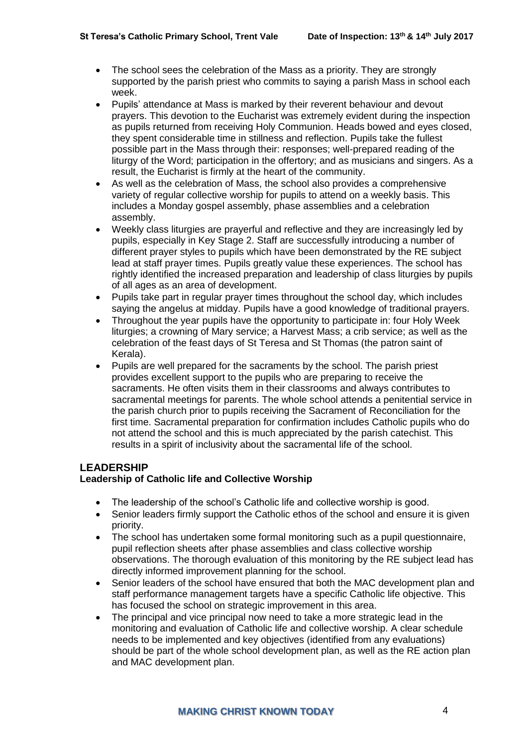- The school sees the celebration of the Mass as a priority. They are strongly supported by the parish priest who commits to saying a parish Mass in school each week.
- Pupils' attendance at Mass is marked by their reverent behaviour and devout prayers. This devotion to the Eucharist was extremely evident during the inspection as pupils returned from receiving Holy Communion. Heads bowed and eyes closed, they spent considerable time in stillness and reflection. Pupils take the fullest possible part in the Mass through their: responses; well-prepared reading of the liturgy of the Word; participation in the offertory; and as musicians and singers. As a result, the Eucharist is firmly at the heart of the community.
- As well as the celebration of Mass, the school also provides a comprehensive variety of regular collective worship for pupils to attend on a weekly basis. This includes a Monday gospel assembly, phase assemblies and a celebration assembly.
- Weekly class liturgies are prayerful and reflective and they are increasingly led by pupils, especially in Key Stage 2. Staff are successfully introducing a number of different prayer styles to pupils which have been demonstrated by the RE subject lead at staff prayer times. Pupils greatly value these experiences. The school has rightly identified the increased preparation and leadership of class liturgies by pupils of all ages as an area of development.
- Pupils take part in regular prayer times throughout the school day, which includes saying the angelus at midday. Pupils have a good knowledge of traditional prayers.
- Throughout the year pupils have the opportunity to participate in: four Holy Week liturgies; a crowning of Mary service; a Harvest Mass; a crib service; as well as the celebration of the feast days of St Teresa and St Thomas (the patron saint of Kerala).
- Pupils are well prepared for the sacraments by the school. The parish priest provides excellent support to the pupils who are preparing to receive the sacraments. He often visits them in their classrooms and always contributes to sacramental meetings for parents. The whole school attends a penitential service in the parish church prior to pupils receiving the Sacrament of Reconciliation for the first time. Sacramental preparation for confirmation includes Catholic pupils who do not attend the school and this is much appreciated by the parish catechist. This results in a spirit of inclusivity about the sacramental life of the school.

## LEADERSHIP

### Leadership of Catholic life and Collective Worship

- The leadership of the school's Catholic life and collective worship is good.
- Senior leaders firmly support the Catholic ethos of the school and ensure it is given priority.
- The school has undertaken some formal monitoring such as a pupil questionnaire, pupil reflection sheets after phase assemblies and class collective worship observations. The thorough evaluation of this monitoring by the RE subject lead has directly informed improvement planning for the school.
- Senior leaders of the school have ensured that both the MAC development plan and staff performance management targets have a specific Catholic life objective. This has focused the school on strategic improvement in this area.
- The principal and vice principal now need to take a more strategic lead in the monitoring and evaluation of Catholic life and collective worship. A clear schedule needs to be implemented and key objectives (identified from any evaluations) should be part of the whole school development plan, as well as the RE action plan and MAC development plan.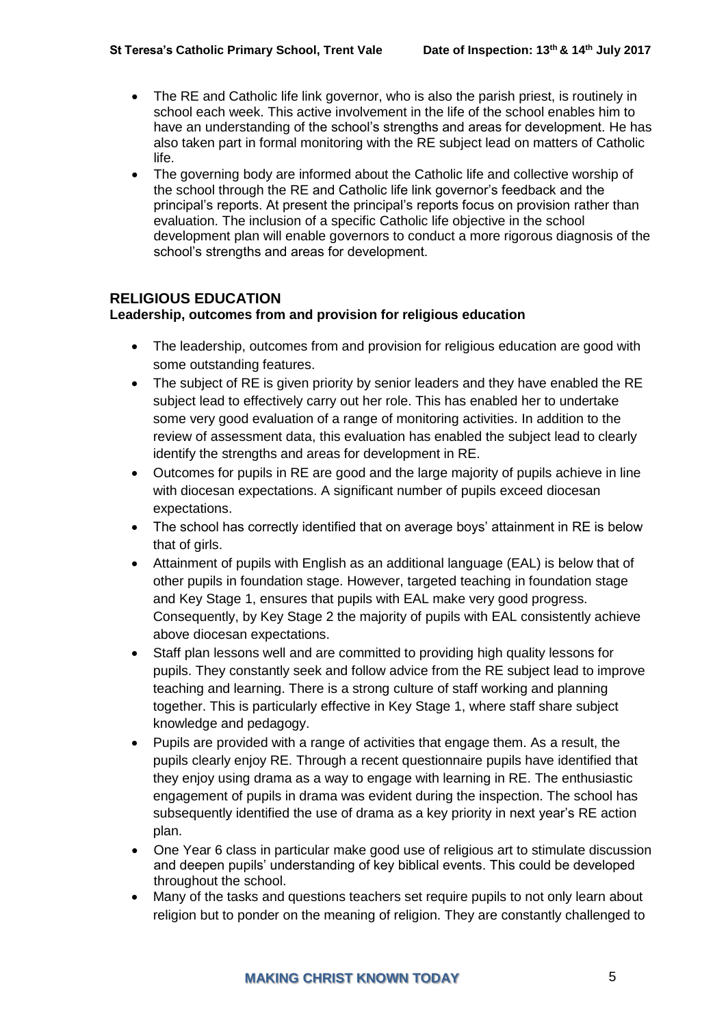- The RE and Catholic life link governor, who is also the parish priest, is routinely in school each week. This active involvement in the life of the school enables him to have an understanding of the school's strengths and areas for development. He has also taken part in formal monitoring with the RE subject lead on matters of Catholic life.
- The governing body are informed about the Catholic life and collective worship of the school through the RE and Catholic life link governor's feedback and the principal's reports. At present the principal's reports focus on provision rather than evaluation. The inclusion of a specific Catholic life objective in the school development plan will enable governors to conduct a more rigorous diagnosis of the school's strengths and areas for development.

## RELIGIOUS EDUCATION

**Leadership, outcomes from and provision for religious education**

- The leadership, outcomes from and provision for religious education are good with some outstanding features.
- The subject of RE is given priority by senior leaders and they have enabled the RE subject lead to effectively carry out her role. This has enabled her to undertake some very good evaluation of a range of monitoring activities. In addition to the review of assessment data, this evaluation has enabled the subject lead to clearly identify the strengths and areas for development in RE.
- Outcomes for pupils in RE are good and the large majority of pupils achieve in line with diocesan expectations. A significant number of pupils exceed diocesan expectations.
- The school has correctly identified that on average boys' attainment in RE is below that of girls.
- Attainment of pupils with English as an additional language (EAL) is below that of other pupils in foundation stage. However, targeted teaching in foundation stage and Key Stage 1, ensures that pupils with EAL make very good progress. Consequently, by Key Stage 2 the majority of pupils with EAL consistently achieve above diocesan expectations.
- Staff plan lessons well and are committed to providing high quality lessons for pupils. They constantly seek and follow advice from the RE subject lead to improve teaching and learning. There is a strong culture of staff working and planning together. This is particularly effective in Key Stage 1, where staff share subject knowledge and pedagogy.
- Pupils are provided with a range of activities that engage them. As a result, the pupils clearly enjoy RE. Through a recent questionnaire pupils have identified that they enjoy using drama as a way to engage with learning in RE. The enthusiastic engagement of pupils in drama was evident during the inspection. The school has subsequently identified the use of drama as a key priority in next year's RE action plan.
- One Year 6 class in particular make good use of religious art to stimulate discussion and deepen pupils' understanding of key biblical events. This could be developed throughout the school.
- Many of the tasks and questions teachers set require pupils to not only learn about religion but to ponder on the meaning of religion. They are constantly challenged to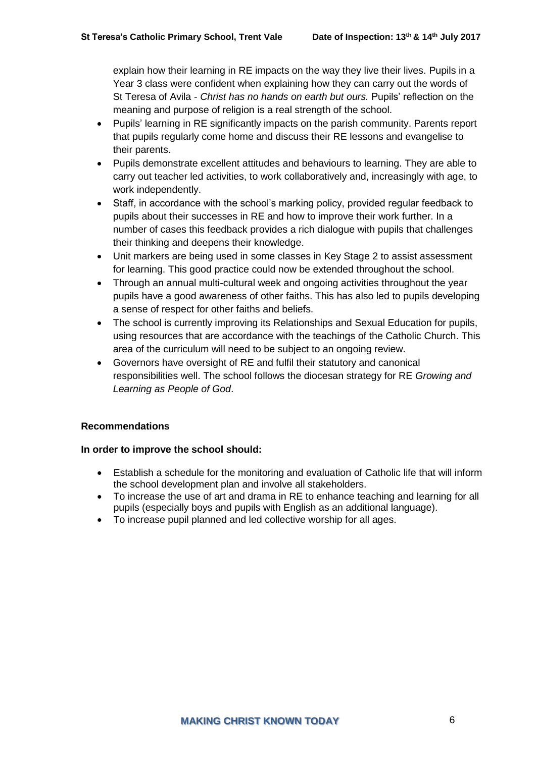explain how their learning in RE impacts on the way they live their lives. Pupils in a Year 3 class were confident when explaining how they can carry out the words of St Teresa of Avila - *Christ has no hands on earth but ours.* Pupils' reflection on the meaning and purpose of religion is a real strength of the school.

- Pupils' learning in RE significantly impacts on the parish community. Parents report that pupils regularly come home and discuss their RE lessons and evangelise to their parents.
- Pupils demonstrate excellent attitudes and behaviours to learning. They are able to carry out teacher led activities, to work collaboratively and, increasingly with age, to work independently.
- Staff, in accordance with the school's marking policy, provided regular feedback to pupils about their successes in RE and how to improve their work further. In a number of cases this feedback provides a rich dialogue with pupils that challenges their thinking and deepens their knowledge.
- Unit markers are being used in some classes in Key Stage 2 to assist assessment for learning. This good practice could now be extended throughout the school.
- Through an annual multi-cultural week and ongoing activities throughout the year pupils have a good awareness of other faiths. This has also led to pupils developing a sense of respect for other faiths and beliefs.
- The school is currently improving its Relationships and Sexual Education for pupils, using resources that are accordance with the teachings of the Catholic Church. This area of the curriculum will need to be subject to an ongoing review.
- Governors have oversight of RE and fulfil their statutory and canonical responsibilities well. The school follows the diocesan strategy for RE *Growing and Learning as People of God*.

**Recommendations**

**In order to improve the school should:**

- Establish a schedule for the monitoring and evaluation of Catholic life that will inform the school development plan and involve all stakeholders.
- To increase the use of art and drama in RE to enhance teaching and learning for all pupils (especially boys and pupils with English as an additional language).
- To increase pupil planned and led collective worship for all ages.